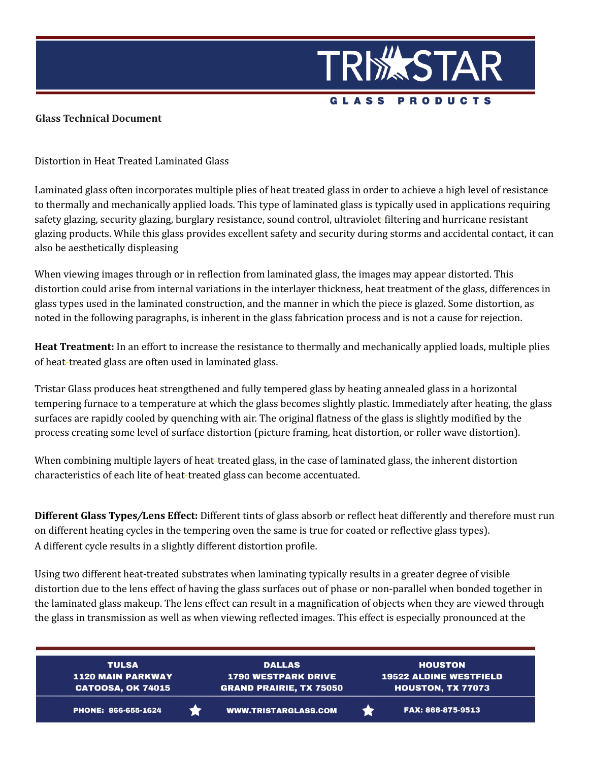**Glass Technical Document**

Distortion in Heat Treated Laminated Glass

Laminated glass often incorporates multiple plies of heat treated glass in order to achieve a high level of resistance to thermally and mechanically applied loads. This type of laminated glass is typically used in applications requiring safety glazing, security glazing, burglary resistance, sound control, ultraviolet-filtering and hurricane resistant glazing products. While this glass provides excellent safety and security during storms and accidental contact, it can also be aesthetically displeasing

When viewing images through or in reflection from laminated glass, the images may appear distorted. This distortion could arise from internal variations in the interlayer thickness, heat treatment of the glass, differences in glass types used in the laminated construction, and the manner in which the piece is glazed. Some distortion, as noted in the following paragraphs, is inherent in the glass fabrication process and is not a cause for rejection.

**Heat Treatment:** In an effort to increase the resistance to thermally and mechanically applied loads, multiple plies of heat-treated glass are often used in laminated glass.

Tristar Glass produces heat strengthened and fully tempered glass by heating annealed glass in a horizontal tempering furnace to a temperature at which the glass becomes slightly plastic. Immediately after heating, the glass surfaces are rapidly cooled by quenching with air. The original flatness of the glass is slightly modified by the process creating some level of surface distortion (picture framing, heat distortion, or roller wave distortion).

When combining multiple layers of heat-treated glass, in the case of laminated glass, the inherent distortion characteristics of each lite of heat-treated glass can become accentuated.

**Different Glass Types/Lens Effect:** Different tints of glass absorb or reflect heat differently and therefore must run on different heating cycles in the tempering oven the same is true for coated or reflective glass types). A different cycle results in a slightly different distortion profile.

Using two different heat-treated substrates when laminating typically results in a greater degree of visible distortion due to the lens effect of having the glass surfaces out of phase or non-parallel when bonded together in the laminated glass makeup. The lens effect can result in a magnification of objects when they are viewed through the glass in transmission as well as when viewing reflected images. This effect is especially pronounced at the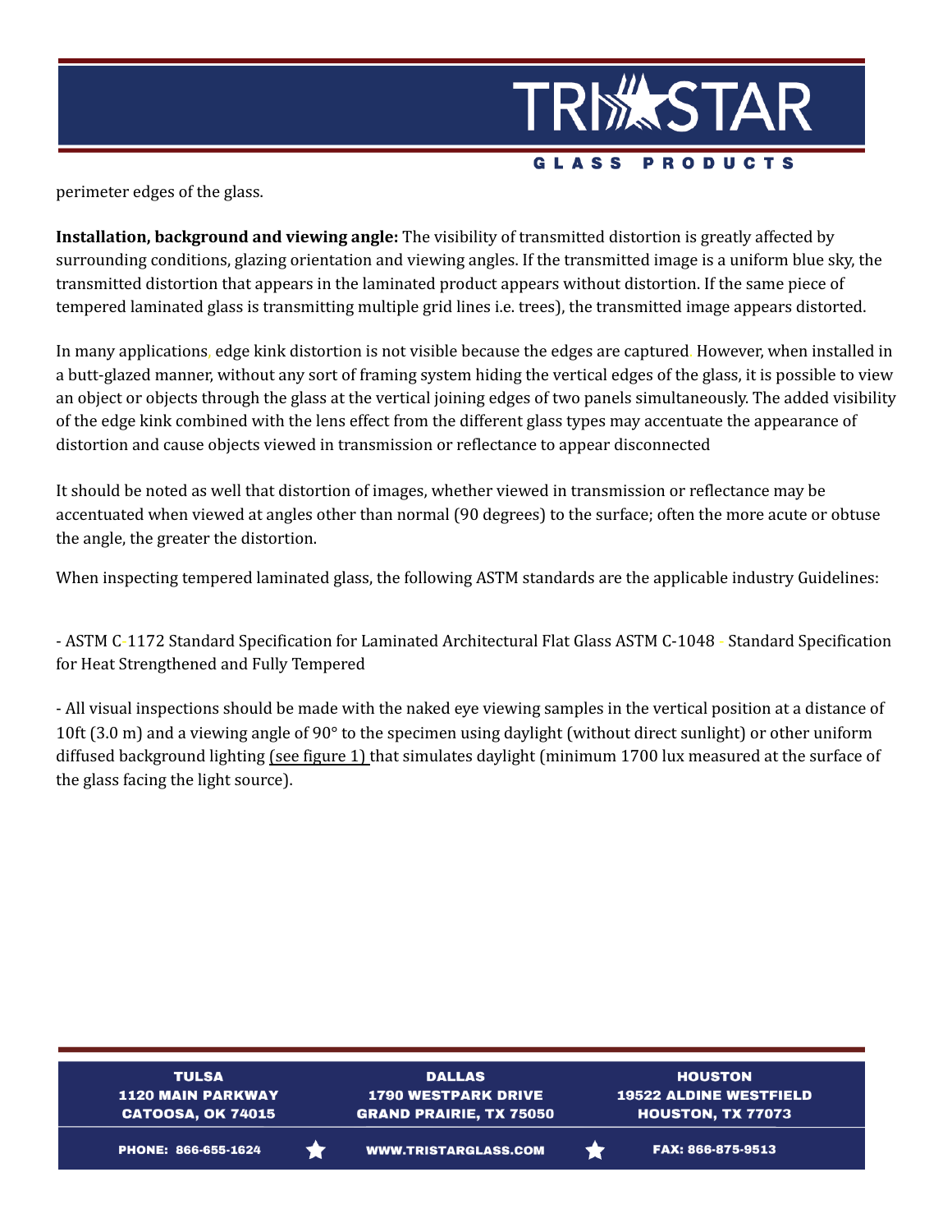perimeter edges of the glass.

**Installation, background and viewing angle:** The visibility of transmitted distortion is greatly affected by surrounding conditions, glazing orientation and viewing angles. If the transmitted image is a uniform blue sky, the transmitted distortion that appears in the laminated product appears without distortion. If the same piece of tempered laminated glass is transmitting multiple grid lines i.e. trees), the transmitted image appears distorted.

In many applications, edge kink distortion is not visible because the edges are captured. However, when installed in a butt-glazed manner, without any sort of framing system hiding the vertical edges of the glass, it is possible to view an object or objects through the glass at the vertical joining edges of two panels simultaneously. The added visibility of the edge kink combined with the lens effect from the different glass types may accentuate the appearance of distortion and cause objects viewed in transmission or reflectance to appear disconnected

It should be noted as well that distortion of images, whether viewed in transmission or reflectance may be accentuated when viewed at angles other than normal (90 degrees) to the surface; often the more acute or obtuse the angle, the greater the distortion.

When inspecting tempered laminated glass, the following ASTM standards are the applicable industry Guidelines:

- ASTM C-1172 Standard Specification for Laminated Architectural Flat Glass ASTM C-1048 - Standard Specification for Heat Strengthened and Fully Tempered

- All visual inspections should be made with the naked eye viewing samples in the vertical position at a distance of 10ft (3.0 m) and a viewing angle of 90° to the specimen using daylight (without direct sunlight) or other uniform diffused background lighting (see figure 1) that simulates daylight (minimum 1700 lux measured at the surface of the glass facing the light source).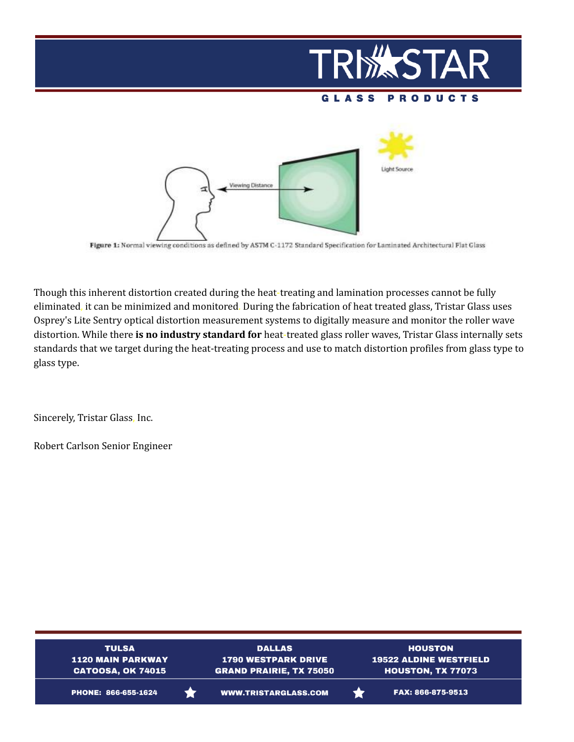Viewing Distance

Light Source

**Figure 1:** Normal viewing conditions as defined by ASTM C-1172 Standard Specification for Laminated Architectural Flat Glass

Though this inherent distortion created during the heat-treating and lamination processes cannot be fully eliminated, it can be minimized and monitored. During the fabrication of heat treated glass, Tristar Glass uses Osprey's Lite Sentry optical distortion measurement systems to digitally measure and monitor the roller wave distortion. While there **is no industry standard for** heat-treated glass roller waves, Tristar Glass internally sets standards that we target during the heat-treating process and use to match distortion profiles from glass type to glass type.

Sincerely, Tristar Glass, Inc.

Robert Carlson Senior Engineer